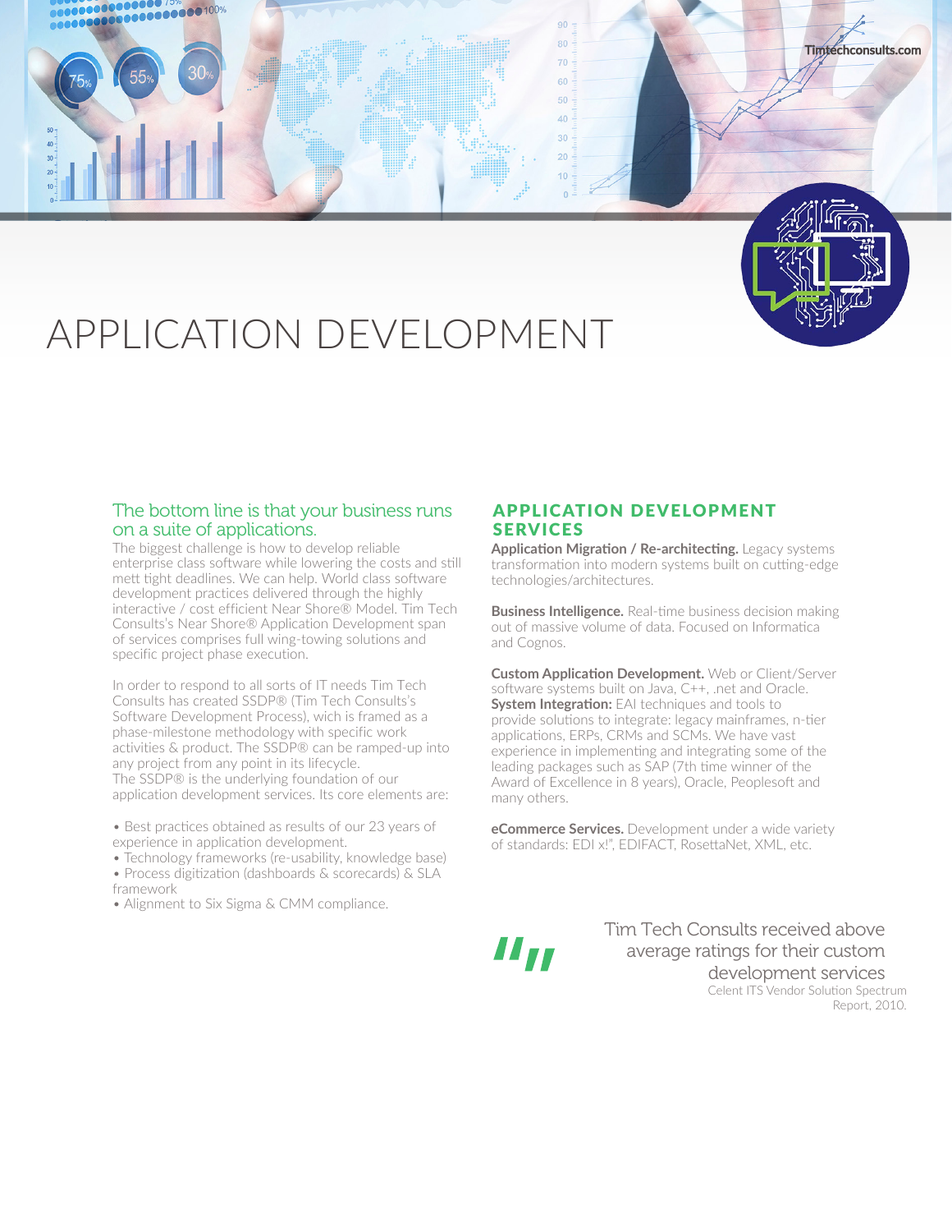Timtechconsults.com

# APPLICATION DEVELOPMENT

## The bottom line is that your business runs on a suite of applications.

The biggest challenge is how to develop reliable enterprise class software while lowering the costs and still mett tight deadlines. We can help. World class software development practices delivered through the highly interactive / cost efficient Near Shore® Model. Tim Tech Consults's Near Shore® Application Development span of services comprises full wing-towing solutions and specific project phase execution.

In order to respond to all sorts of IT needs Tim Tech Consults has created SSDP® (Tim Tech Consults's Software Development Process), wich is framed as a phase-milestone methodology with specific work activities & product. The SSDP® can be ramped-up into any project from any point in its lifecycle.
The SSDP® is the underlying foundation of our application development services. Its core elements are:

- Best practices obtained as results of our 23 years of experience in application development.
- Technology frameworks (re-usability, knowledge base)
- Process digitization (dashboards & scorecards) & SLA framework
- Alignment to Six Sigma & CMM compliance.

## APPLICATION DEVELOPMENT SERVICES

**Application Migration / Re-architecting.** Legacy systems transformation into modern systems built on cutting-edge technologies/architectures.

**Business Intelligence.** Real-time business decision making out of massive volume of data. Focused on Informatica and Cognos.

**Custom Application Development.** Web or Client/Server software systems built on Java, C++, .net and Oracle.
**System Integration:** EAI techniques and tools to provide solutions to integrate: legacy mainframes, n-tier applications, ERPs, CRMs and SCMs. We have vast experience in implementing and integrating some of the leading packages such as SAP (7th time winner of the Award of Excellence in 8 years), Oracle, Peoplesoft and many others.

**eCommerce Services.** Development under a wide variety of standards: EDI x!", EDIFACT, RosettaNet, XML, etc.

> Tim Tech Consults received above average ratings for their custom development services
>
> Celent ITS Vendor Solution Spectrum Report, 2010.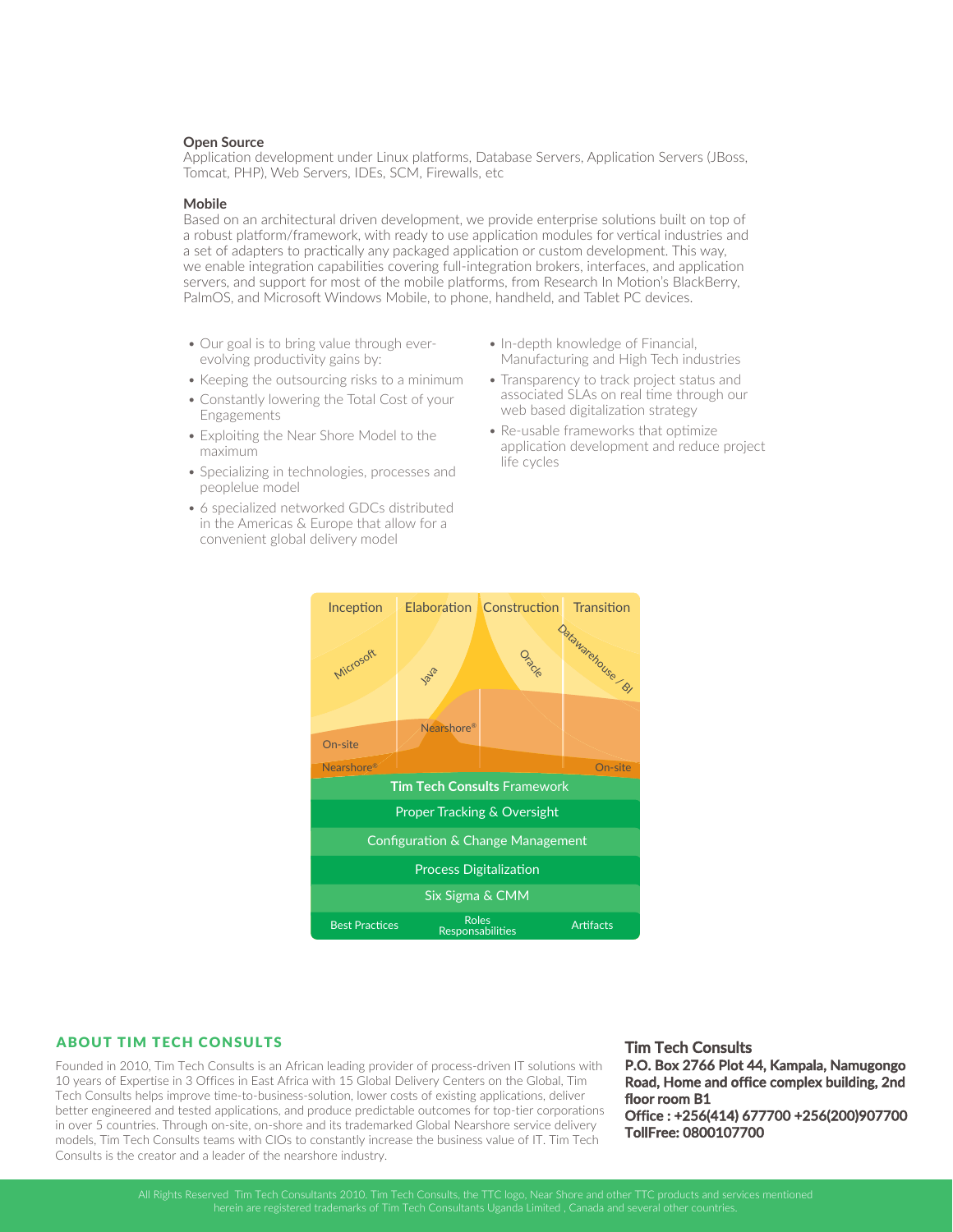**Open Source**

Application development under Linux platforms, Database Servers, Application Servers (JBoss, Tomcat, PHP), Web Servers, IDEs, SCM, Firewalls, etc

**Mobile**

Based on an architectural driven development, we provide enterprise solutions built on top of a robust platform/framework, with ready to use application modules for vertical industries and a set of adapters to practically any packaged application or custom development. This way, we enable integration capabilities covering full-integration brokers, interfaces, and application servers, and support for most of the mobile platforms, from Research In Motion's BlackBerry, PalmOS, and Microsoft Windows Mobile, to phone, handheld, and Tablet PC devices.

- Our goal is to bring value through ever-evolving productivity gains by:
- Keeping the outsourcing risks to a minimum
- Constantly lowering the Total Cost of your Engagements
- Exploiting the Near Shore Model to the maximum
- Specializing in technologies, processes and peoplelue model
- 6 specialized networked GDCs distributed in the Americas & Europe that allow for a convenient global delivery model
- In-depth knowledge of Financial, Manufacturing and High Tech industries
- Transparency to track project status and associated SLAs on real time through our web based digitalization strategy
- Re-usable frameworks that optimize application development and reduce project life cycles

Inception
Elaboration
Construction
Transition
Microsoft
Java
Oracle
Datawarehouse / BI
Nearshore®
On-site
Nearshore®
On-site
**Tim Tech Consults** Framework
Proper Tracking & Oversight
Configuration & Change Management
Process Digitalization
Six Sigma & CMM
Best Practices
Roles Responsabilities
Artifacts

## ABOUT TIM TECH CONSULTS

Founded in 2010, Tim Tech Consults is an African leading provider of process-driven IT solutions with 10 years of Expertise in 3 Offices in East Africa with 15 Global Delivery Centers on the Global, Tim Tech Consults helps improve time-to-business-solution, lower costs of existing applications, deliver better engineered and tested applications, and produce predictable outcomes for top-tier corporations in over 5 countries. Through on-site, on-shore and its trademarked Global Nearshore service delivery models, Tim Tech Consults teams with CIOs to constantly increase the business value of IT. Tim Tech Consults is the creator and a leader of the nearshore industry.

**Tim Tech Consults**
**P.O. Box 2766 Plot 44, Kampala, Namugongo Road, Home and office complex building, 2nd floor room B1**
**Office : +256(414) 677700 +256(200)907700**
**TollFree: 0800107700**

All Rights Reserved Tim Tech Consultants 2010. Tim Tech Consults, the TTC logo, Near Shore and other TTC products and services mentioned herein are registered trademarks of Tim Tech Consultants Uganda Limited , Canada and several other countries.